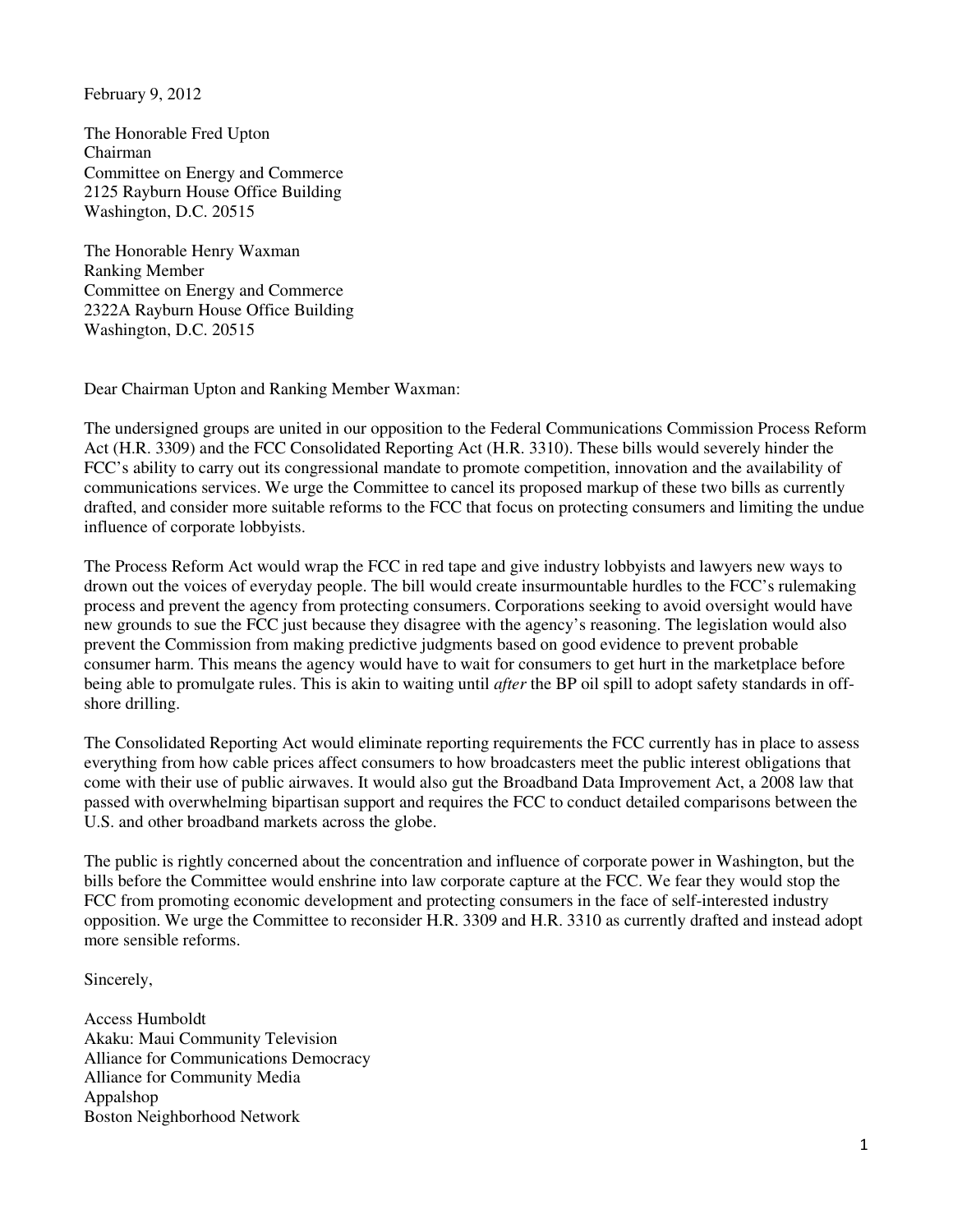February 9, 2012

The Honorable Fred Upton
Chairman
Committee on Energy and Commerce
2125 Rayburn House Office Building
Washington, D.C. 20515

The Honorable Henry Waxman
Ranking Member
Committee on Energy and Commerce
2322A Rayburn House Office Building
Washington, D.C. 20515

Dear Chairman Upton and Ranking Member Waxman:

The undersigned groups are united in our opposition to the Federal Communications Commission Process Reform Act (H.R. 3309) and the FCC Consolidated Reporting Act (H.R. 3310). These bills would severely hinder the FCC's ability to carry out its congressional mandate to promote competition, innovation and the availability of communications services. We urge the Committee to cancel its proposed markup of these two bills as currently drafted, and consider more suitable reforms to the FCC that focus on protecting consumers and limiting the undue influence of corporate lobbyists.

The Process Reform Act would wrap the FCC in red tape and give industry lobbyists and lawyers new ways to drown out the voices of everyday people. The bill would create insurmountable hurdles to the FCC's rulemaking process and prevent the agency from protecting consumers. Corporations seeking to avoid oversight would have new grounds to sue the FCC just because they disagree with the agency's reasoning. The legislation would also prevent the Commission from making predictive judgments based on good evidence to prevent probable consumer harm. This means the agency would have to wait for consumers to get hurt in the marketplace before being able to promulgate rules. This is akin to waiting until *after* the BP oil spill to adopt safety standards in off-shore drilling.

The Consolidated Reporting Act would eliminate reporting requirements the FCC currently has in place to assess everything from how cable prices affect consumers to how broadcasters meet the public interest obligations that come with their use of public airwaves. It would also gut the Broadband Data Improvement Act, a 2008 law that passed with overwhelming bipartisan support and requires the FCC to conduct detailed comparisons between the U.S. and other broadband markets across the globe.

The public is rightly concerned about the concentration and influence of corporate power in Washington, but the bills before the Committee would enshrine into law corporate capture at the FCC. We fear they would stop the FCC from promoting economic development and protecting consumers in the face of self-interested industry opposition. We urge the Committee to reconsider H.R. 3309 and H.R. 3310 as currently drafted and instead adopt more sensible reforms.

Sincerely,

Access Humboldt
Akaku: Maui Community Television
Alliance for Communications Democracy
Alliance for Community Media
Appalshop
Boston Neighborhood Network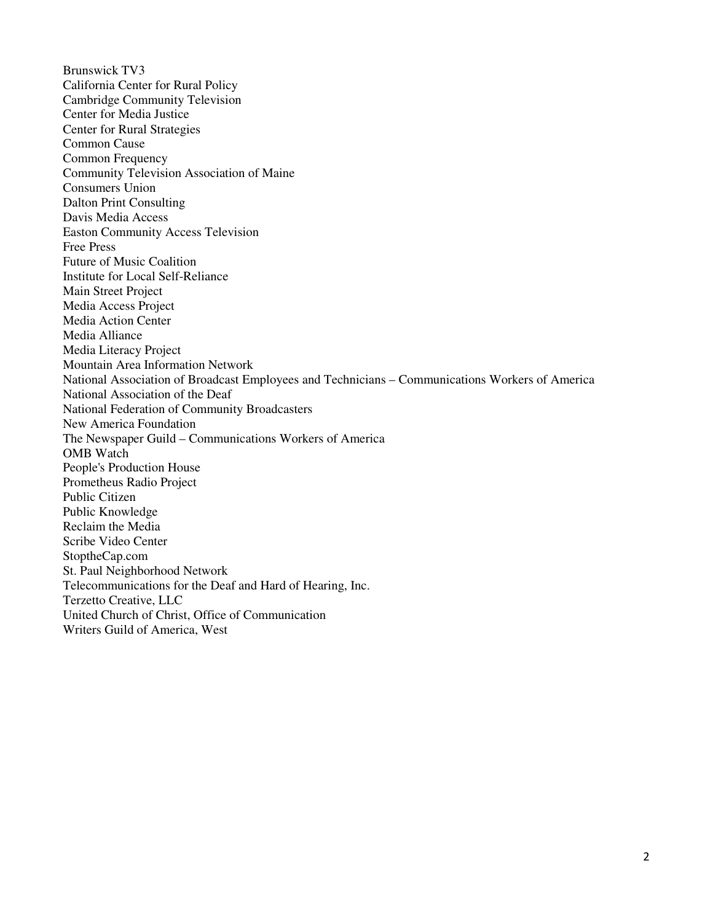Brunswick TV3
California Center for Rural Policy
Cambridge Community Television
Center for Media Justice
Center for Rural Strategies
Common Cause
Common Frequency
Community Television Association of Maine
Consumers Union
Dalton Print Consulting
Davis Media Access
Easton Community Access Television
Free Press
Future of Music Coalition
Institute for Local Self-Reliance
Main Street Project
Media Access Project
Media Action Center
Media Alliance
Media Literacy Project
Mountain Area Information Network
National Association of Broadcast Employees and Technicians – Communications Workers of America
National Association of the Deaf
National Federation of Community Broadcasters
New America Foundation
The Newspaper Guild – Communications Workers of America
OMB Watch
People's Production House
Prometheus Radio Project
Public Citizen
Public Knowledge
Reclaim the Media
Scribe Video Center
StoptheCap.com
St. Paul Neighborhood Network
Telecommunications for the Deaf and Hard of Hearing, Inc.
Terzetto Creative, LLC
United Church of Christ, Office of Communication
Writers Guild of America, West